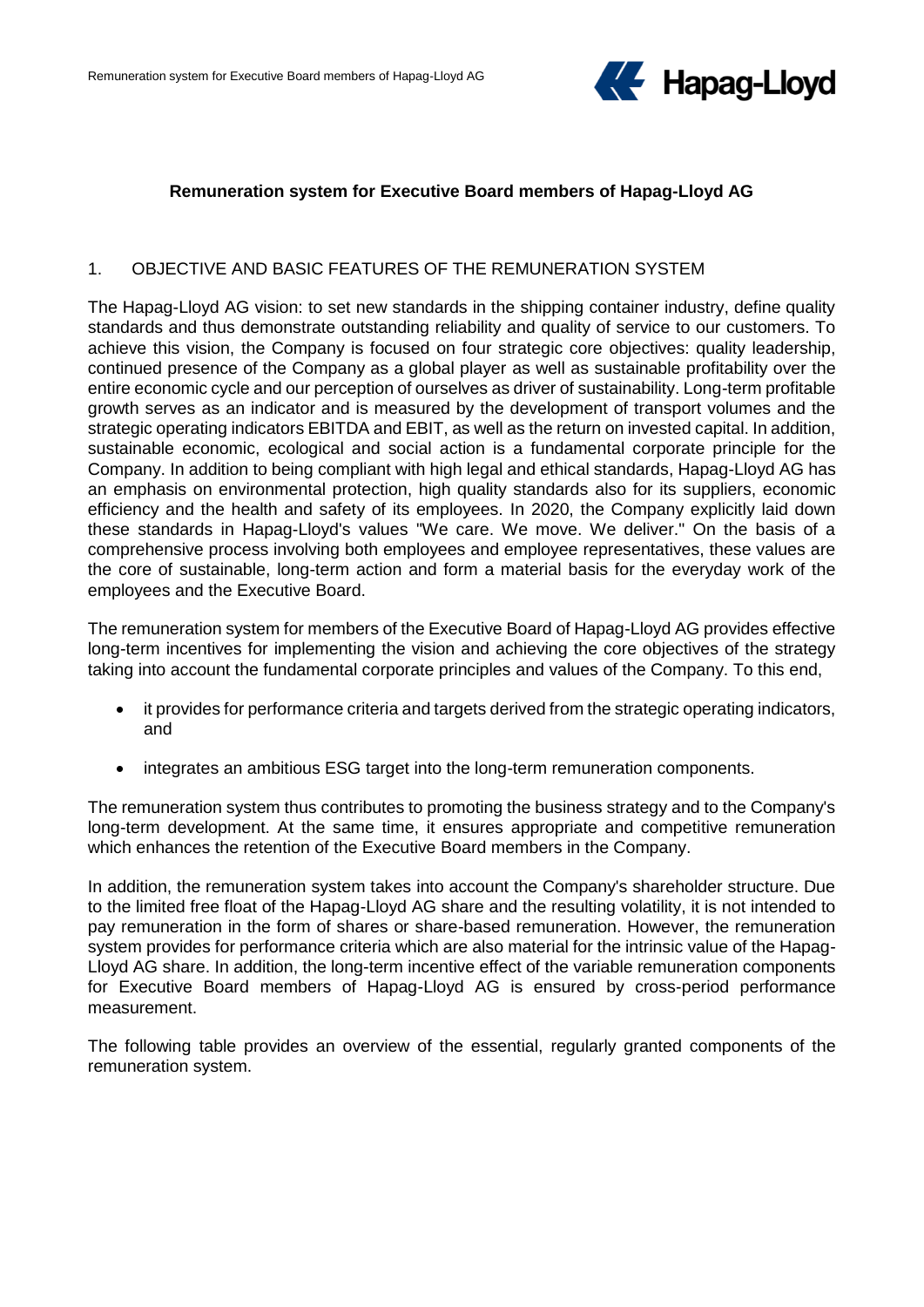# Remuneration system for Executive Board members of Hapag-Lloyd AG

## 1. OBJECTIVE AND BASIC FEATURES OF THE REMUNERATION SYSTEM

The Hapag-Lloyd AG vision: to set new standards in the shipping container industry, define quality standards and thus demonstrate outstanding reliability and quality of service to our customers. To achieve this vision, the Company is focused on four strategic core objectives: quality leadership, continued presence of the Company as a global player as well as sustainable profitability over the entire economic cycle and our perception of ourselves as driver of sustainability. Long-term profitable growth serves as an indicator and is measured by the development of transport volumes and the strategic operating indicators EBITDA and EBIT, as well as the return on invested capital. In addition, sustainable economic, ecological and social action is a fundamental corporate principle for the Company. In addition to being compliant with high legal and ethical standards, Hapag-Lloyd AG has an emphasis on environmental protection, high quality standards also for its suppliers, economic efficiency and the health and safety of its employees. In 2020, the Company explicitly laid down these standards in Hapag-Lloyd's values "We care. We move. We deliver." On the basis of a comprehensive process involving both employees and employee representatives, these values are the core of sustainable, long-term action and form a material basis for the everyday work of the employees and the Executive Board.

The remuneration system for members of the Executive Board of Hapag-Lloyd AG provides effective long-term incentives for implementing the vision and achieving the core objectives of the strategy taking into account the fundamental corporate principles and values of the Company. To this end,

- it provides for performance criteria and targets derived from the strategic operating indicators, and
- integrates an ambitious ESG target into the long-term remuneration components.

The remuneration system thus contributes to promoting the business strategy and to the Company's long-term development. At the same time, it ensures appropriate and competitive remuneration which enhances the retention of the Executive Board members in the Company.

In addition, the remuneration system takes into account the Company's shareholder structure. Due to the limited free float of the Hapag-Lloyd AG share and the resulting volatility, it is not intended to pay remuneration in the form of shares or share-based remuneration. However, the remuneration system provides for performance criteria which are also material for the intrinsic value of the Hapag-Lloyd AG share. In addition, the long-term incentive effect of the variable remuneration components for Executive Board members of Hapag-Lloyd AG is ensured by cross-period performance measurement.

The following table provides an overview of the essential, regularly granted components of the remuneration system.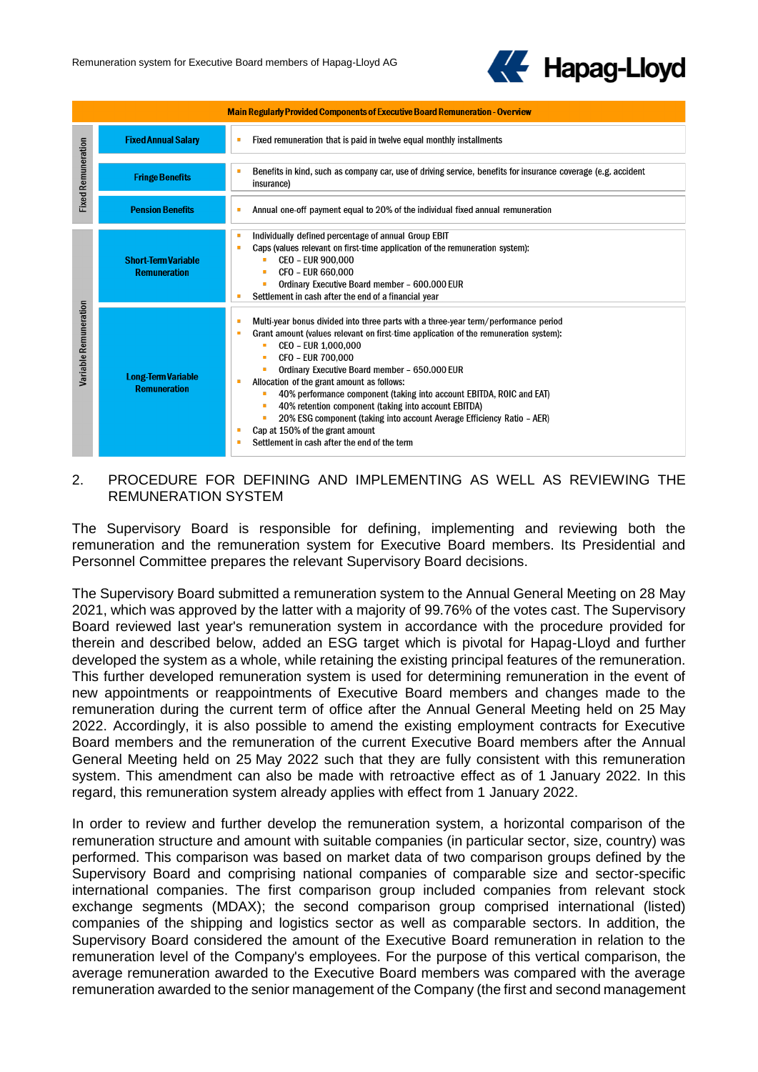| Main Regularly Provided Components of Executive Board Remuneration - Overview | | |
|---|---|---|
| Fixed Remuneration | Fixed Annual Salary | ▪ Fixed remuneration that is paid in twelve equal monthly installments |
| | Fringe Benefits | ▪ Benefits in kind, such as company car, use of driving service, benefits for insurance coverage (e.g. accident insurance) |
| | Pension Benefits | ▪ Annual one-off payment equal to 20% of the individual fixed annual remuneration |
| Variable Remuneration | Short-Term Variable Remuneration | ▪ Individually defined percentage of annual Group EBIT<br>▪ Caps (values relevant on first-time application of the remuneration system):<br>&nbsp;&nbsp;▪ CEO – EUR 900,000<br>&nbsp;&nbsp;▪ CFO – EUR 660,000<br>&nbsp;&nbsp;▪ Ordinary Executive Board member – 600.000 EUR<br>▪ Settlement in cash after the end of a financial year |
| | Long-Term Variable Remuneration | ▪ Multi-year bonus divided into three parts with a three-year term/performance period<br>▪ Grant amount (values relevant on first-time application of the remuneration system):<br>&nbsp;&nbsp;▪ CEO – EUR 1,000,000<br>&nbsp;&nbsp;▪ CFO – EUR 700,000<br>&nbsp;&nbsp;▪ Ordinary Executive Board member – 650.000 EUR<br>▪ Allocation of the grant amount as follows:<br>&nbsp;&nbsp;▪ 40% performance component (taking into account EBITDA, ROIC and EAT)<br>&nbsp;&nbsp;▪ 40% retention component (taking into account EBITDA)<br>&nbsp;&nbsp;▪ 20% ESG component (taking into account Average Efficiency Ratio – AER)<br>▪ Cap at 150% of the grant amount<br>▪ Settlement in cash after the end of the term |

## 2. PROCEDURE FOR DEFINING AND IMPLEMENTING AS WELL AS REVIEWING THE REMUNERATION SYSTEM

The Supervisory Board is responsible for defining, implementing and reviewing both the remuneration and the remuneration system for Executive Board members. Its Presidential and Personnel Committee prepares the relevant Supervisory Board decisions.

The Supervisory Board submitted a remuneration system to the Annual General Meeting on 28 May 2021, which was approved by the latter with a majority of 99.76% of the votes cast. The Supervisory Board reviewed last year's remuneration system in accordance with the procedure provided for therein and described below, added an ESG target which is pivotal for Hapag-Lloyd and further developed the system as a whole, while retaining the existing principal features of the remuneration. This further developed remuneration system is used for determining remuneration in the event of new appointments or reappointments of Executive Board members and changes made to the remuneration during the current term of office after the Annual General Meeting held on 25 May 2022. Accordingly, it is also possible to amend the existing employment contracts for Executive Board members and the remuneration of the current Executive Board members after the Annual General Meeting held on 25 May 2022 such that they are fully consistent with this remuneration system. This amendment can also be made with retroactive effect as of 1 January 2022. In this regard, this remuneration system already applies with effect from 1 January 2022.

In order to review and further develop the remuneration system, a horizontal comparison of the remuneration structure and amount with suitable companies (in particular sector, size, country) was performed. This comparison was based on market data of two comparison groups defined by the Supervisory Board and comprising national companies of comparable size and sector-specific international companies. The first comparison group included companies from relevant stock exchange segments (MDAX); the second comparison group comprised international (listed) companies of the shipping and logistics sector as well as comparable sectors. In addition, the Supervisory Board considered the amount of the Executive Board remuneration in relation to the remuneration level of the Company's employees. For the purpose of this vertical comparison, the average remuneration awarded to the Executive Board members was compared with the average remuneration awarded to the senior management of the Company (the first and second management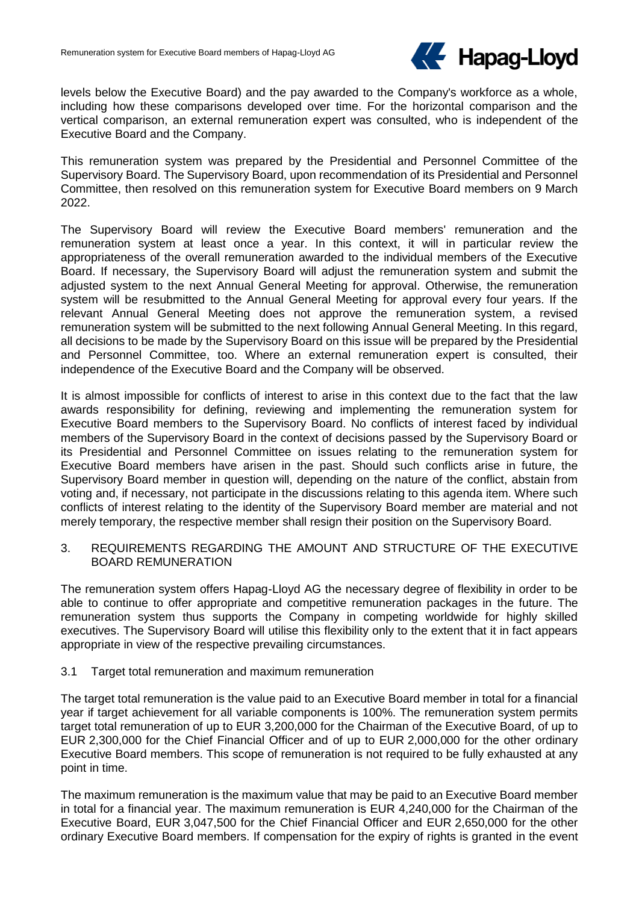levels below the Executive Board) and the pay awarded to the Company's workforce as a whole, including how these comparisons developed over time. For the horizontal comparison and the vertical comparison, an external remuneration expert was consulted, who is independent of the Executive Board and the Company.

This remuneration system was prepared by the Presidential and Personnel Committee of the Supervisory Board. The Supervisory Board, upon recommendation of its Presidential and Personnel Committee, then resolved on this remuneration system for Executive Board members on 9 March 2022.

The Supervisory Board will review the Executive Board members' remuneration and the remuneration system at least once a year. In this context, it will in particular review the appropriateness of the overall remuneration awarded to the individual members of the Executive Board. If necessary, the Supervisory Board will adjust the remuneration system and submit the adjusted system to the next Annual General Meeting for approval. Otherwise, the remuneration system will be resubmitted to the Annual General Meeting for approval every four years. If the relevant Annual General Meeting does not approve the remuneration system, a revised remuneration system will be submitted to the next following Annual General Meeting. In this regard, all decisions to be made by the Supervisory Board on this issue will be prepared by the Presidential and Personnel Committee, too. Where an external remuneration expert is consulted, their independence of the Executive Board and the Company will be observed.

It is almost impossible for conflicts of interest to arise in this context due to the fact that the law awards responsibility for defining, reviewing and implementing the remuneration system for Executive Board members to the Supervisory Board. No conflicts of interest faced by individual members of the Supervisory Board in the context of decisions passed by the Supervisory Board or its Presidential and Personnel Committee on issues relating to the remuneration system for Executive Board members have arisen in the past. Should such conflicts arise in future, the Supervisory Board member in question will, depending on the nature of the conflict, abstain from voting and, if necessary, not participate in the discussions relating to this agenda item. Where such conflicts of interest relating to the identity of the Supervisory Board member are material and not merely temporary, the respective member shall resign their position on the Supervisory Board.

## 3. REQUIREMENTS REGARDING THE AMOUNT AND STRUCTURE OF THE EXECUTIVE BOARD REMUNERATION

The remuneration system offers Hapag-Lloyd AG the necessary degree of flexibility in order to be able to continue to offer appropriate and competitive remuneration packages in the future. The remuneration system thus supports the Company in competing worldwide for highly skilled executives. The Supervisory Board will utilise this flexibility only to the extent that it in fact appears appropriate in view of the respective prevailing circumstances.

### 3.1 Target total remuneration and maximum remuneration

The target total remuneration is the value paid to an Executive Board member in total for a financial year if target achievement for all variable components is 100%. The remuneration system permits target total remuneration of up to EUR 3,200,000 for the Chairman of the Executive Board, of up to EUR 2,300,000 for the Chief Financial Officer and of up to EUR 2,000,000 for the other ordinary Executive Board members. This scope of remuneration is not required to be fully exhausted at any point in time.

The maximum remuneration is the maximum value that may be paid to an Executive Board member in total for a financial year. The maximum remuneration is EUR 4,240,000 for the Chairman of the Executive Board, EUR 3,047,500 for the Chief Financial Officer and EUR 2,650,000 for the other ordinary Executive Board members. If compensation for the expiry of rights is granted in the event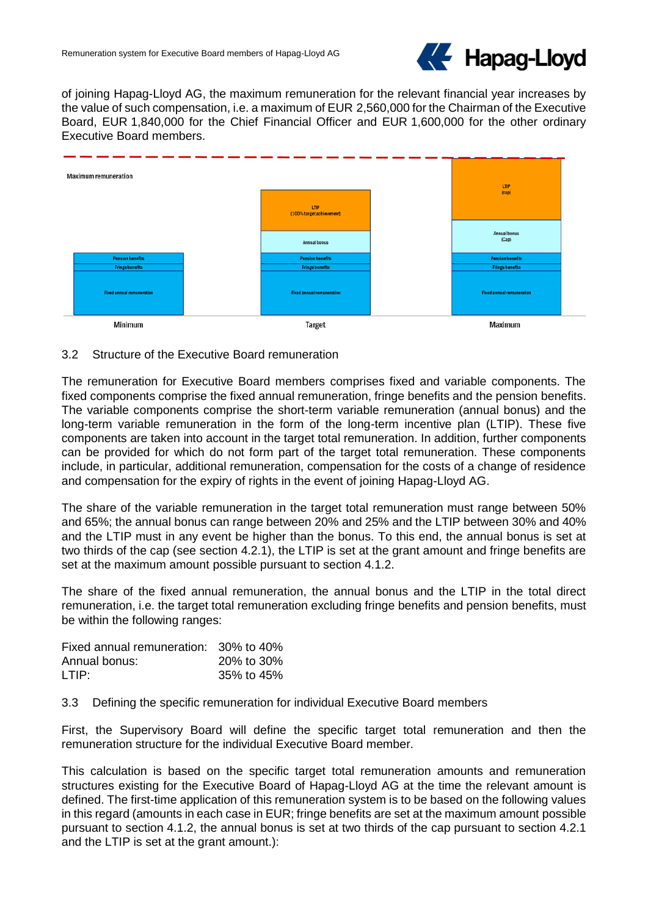of joining Hapag-Lloyd AG, the maximum remuneration for the relevant financial year increases by the value of such compensation, i.e. a maximum of EUR 2,560,000 for the Chairman of the Executive Board, EUR 1,840,000 for the Chief Financial Officer and EUR 1,600,000 for the other ordinary Executive Board members.

Maximum remuneration

| Minimum | Target | Maximum |
|---|---|---|
| | LTIP (100% target achievement) | LTIP (cap) |
| | Annual bonus | Annual bonus (Cap) |
| Pension benefits | Pension benefits | Pension benefits |
| Fringe benefits | Fringe benefits | Fringe benefits |
| Fixed annual remuneration | Fixed annual remuneration | Fixed annual remuneration |

3.2 Structure of the Executive Board remuneration

The remuneration for Executive Board members comprises fixed and variable components. The fixed components comprise the fixed annual remuneration, fringe benefits and the pension benefits. The variable components comprise the short-term variable remuneration (annual bonus) and the long-term variable remuneration in the form of the long-term incentive plan (LTIP). These five components are taken into account in the target total remuneration. In addition, further components can be provided for which do not form part of the target total remuneration. These components include, in particular, additional remuneration, compensation for the costs of a change of residence and compensation for the expiry of rights in the event of joining Hapag-Lloyd AG.

The share of the variable remuneration in the target total remuneration must range between 50% and 65%; the annual bonus can range between 20% and 25% and the LTIP between 30% and 40% and the LTIP must in any event be higher than the bonus. To this end, the annual bonus is set at two thirds of the cap (see section 4.2.1), the LTIP is set at the grant amount and fringe benefits are set at the maximum amount possible pursuant to section 4.1.2.

The share of the fixed annual remuneration, the annual bonus and the LTIP in the total direct remuneration, i.e. the target total remuneration excluding fringe benefits and pension benefits, must be within the following ranges:

| | |
|---|---|
| Fixed annual remuneration: | 30% to 40% |
| Annual bonus: | 20% to 30% |
| LTIP: | 35% to 45% |

3.3 Defining the specific remuneration for individual Executive Board members

First, the Supervisory Board will define the specific target total remuneration and then the remuneration structure for the individual Executive Board member.

This calculation is based on the specific target total remuneration amounts and remuneration structures existing for the Executive Board of Hapag-Lloyd AG at the time the relevant amount is defined. The first-time application of this remuneration system is to be based on the following values in this regard (amounts in each case in EUR; fringe benefits are set at the maximum amount possible pursuant to section 4.1.2, the annual bonus is set at two thirds of the cap pursuant to section 4.2.1 and the LTIP is set at the grant amount.):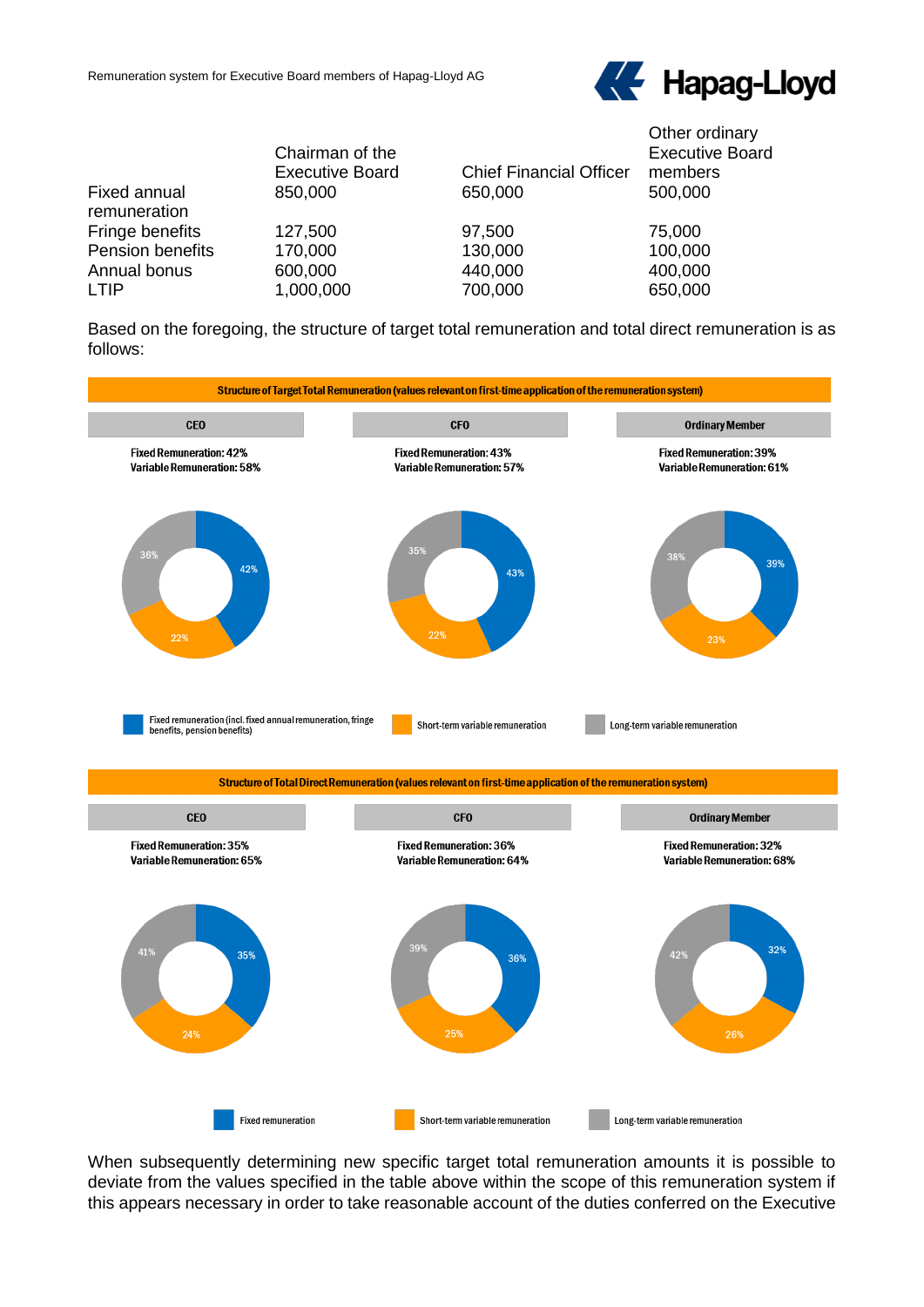| | Chairman of the Executive Board | Chief Financial Officer | Other ordinary Executive Board members |
|---|---|---|---|
| Fixed annual remuneration | 850,000 | 650,000 | 500,000 |
| Fringe benefits | 127,500 | 97,500 | 75,000 |
| Pension benefits | 170,000 | 130,000 | 100,000 |
| Annual bonus | 600,000 | 440,000 | 400,000 |
| LTIP | 1,000,000 | 700,000 | 650,000 |

Based on the foregoing, the structure of target total remuneration and total direct remuneration is as follows:

**Structure of Target Total Remuneration (values relevant on first-time application of the remuneration system)**

| | CEO | CFO | Ordinary Member |
|---|---|---|---|
| Fixed Remuneration | 42% | 43% | 39% |
| Variable Remuneration | 58% | 57% | 61% |
| Fixed remuneration (incl. fixed annual remuneration, fringe benefits, pension benefits) | 42% | 43% | 39% |
| Short-term variable remuneration | 22% | 22% | 23% |
| Long-term variable remuneration | 36% | 35% | 38% |

**Structure of Total Direct Remuneration (values relevant on first-time application of the remuneration system)**

| | CEO | CFO | Ordinary Member |
|---|---|---|---|
| Fixed Remuneration | 35% | 36% | 32% |
| Variable Remuneration | 65% | 64% | 68% |
| Fixed remuneration | 35% | 36% | 32% |
| Short-term variable remuneration | 24% | 25% | 26% |
| Long-term variable remuneration | 41% | 39% | 42% |

When subsequently determining new specific target total remuneration amounts it is possible to deviate from the values specified in the table above within the scope of this remuneration system if this appears necessary in order to take reasonable account of the duties conferred on the Executive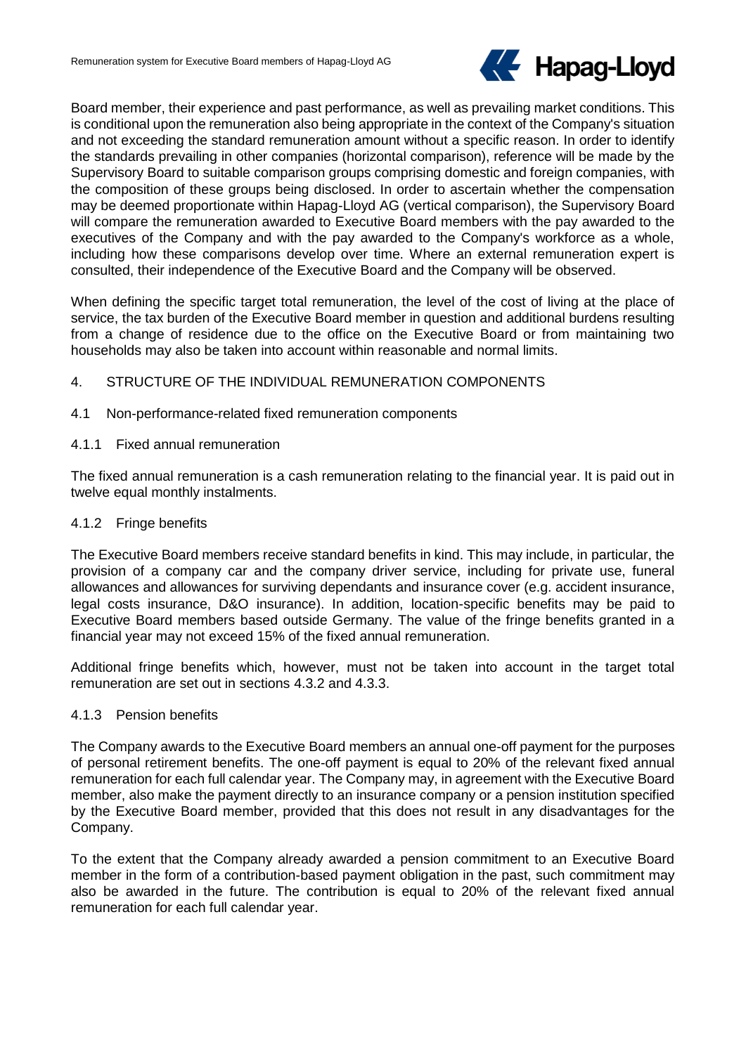Board member, their experience and past performance, as well as prevailing market conditions. This is conditional upon the remuneration also being appropriate in the context of the Company's situation and not exceeding the standard remuneration amount without a specific reason. In order to identify the standards prevailing in other companies (horizontal comparison), reference will be made by the Supervisory Board to suitable comparison groups comprising domestic and foreign companies, with the composition of these groups being disclosed. In order to ascertain whether the compensation may be deemed proportionate within Hapag-Lloyd AG (vertical comparison), the Supervisory Board will compare the remuneration awarded to Executive Board members with the pay awarded to the executives of the Company and with the pay awarded to the Company's workforce as a whole, including how these comparisons develop over time. Where an external remuneration expert is consulted, their independence of the Executive Board and the Company will be observed.

When defining the specific target total remuneration, the level of the cost of living at the place of service, the tax burden of the Executive Board member in question and additional burdens resulting from a change of residence due to the office on the Executive Board or from maintaining two households may also be taken into account within reasonable and normal limits.

## 4. STRUCTURE OF THE INDIVIDUAL REMUNERATION COMPONENTS

### 4.1 Non-performance-related fixed remuneration components

#### 4.1.1 Fixed annual remuneration

The fixed annual remuneration is a cash remuneration relating to the financial year. It is paid out in twelve equal monthly instalments.

#### 4.1.2 Fringe benefits

The Executive Board members receive standard benefits in kind. This may include, in particular, the provision of a company car and the company driver service, including for private use, funeral allowances and allowances for surviving dependants and insurance cover (e.g. accident insurance, legal costs insurance, D&O insurance). In addition, location-specific benefits may be paid to Executive Board members based outside Germany. The value of the fringe benefits granted in a financial year may not exceed 15% of the fixed annual remuneration.

Additional fringe benefits which, however, must not be taken into account in the target total remuneration are set out in sections 4.3.2 and 4.3.3.

#### 4.1.3 Pension benefits

The Company awards to the Executive Board members an annual one-off payment for the purposes of personal retirement benefits. The one-off payment is equal to 20% of the relevant fixed annual remuneration for each full calendar year. The Company may, in agreement with the Executive Board member, also make the payment directly to an insurance company or a pension institution specified by the Executive Board member, provided that this does not result in any disadvantages for the Company.

To the extent that the Company already awarded a pension commitment to an Executive Board member in the form of a contribution-based payment obligation in the past, such commitment may also be awarded in the future. The contribution is equal to 20% of the relevant fixed annual remuneration for each full calendar year.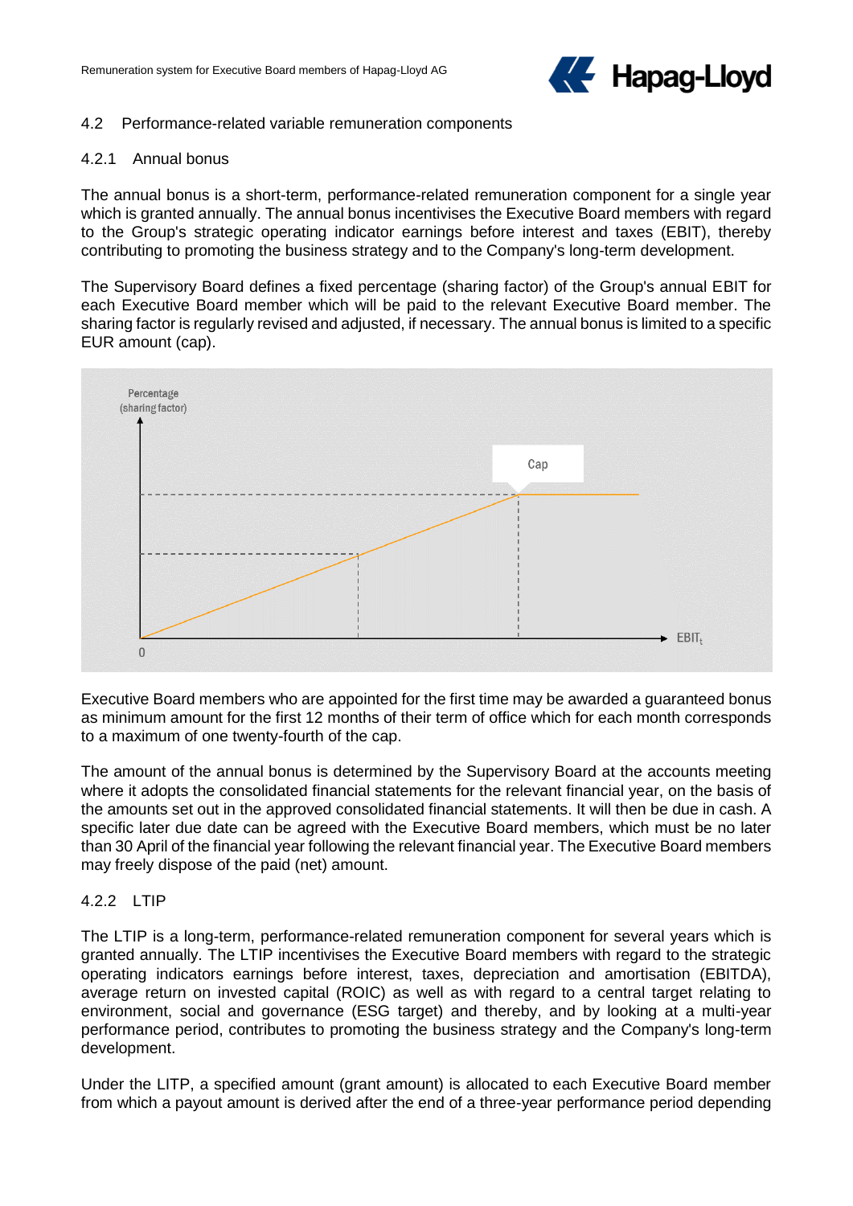### 4.2 Performance-related variable remuneration components

#### 4.2.1 Annual bonus

The annual bonus is a short-term, performance-related remuneration component for a single year which is granted annually. The annual bonus incentivises the Executive Board members with regard to the Group's strategic operating indicator earnings before interest and taxes (EBIT), thereby contributing to promoting the business strategy and to the Company's long-term development.

The Supervisory Board defines a fixed percentage (sharing factor) of the Group's annual EBIT for each Executive Board member which will be paid to the relevant Executive Board member. The sharing factor is regularly revised and adjusted, if necessary. The annual bonus is limited to a specific EUR amount (cap).

Percentage (sharing factor)

Cap

0

$EBIT_t$

Executive Board members who are appointed for the first time may be awarded a guaranteed bonus as minimum amount for the first 12 months of their term of office which for each month corresponds to a maximum of one twenty-fourth of the cap.

The amount of the annual bonus is determined by the Supervisory Board at the accounts meeting where it adopts the consolidated financial statements for the relevant financial year, on the basis of the amounts set out in the approved consolidated financial statements. It will then be due in cash. A specific later due date can be agreed with the Executive Board members, which must be no later than 30 April of the financial year following the relevant financial year. The Executive Board members may freely dispose of the paid (net) amount.

#### 4.2.2 LTIP

The LTIP is a long-term, performance-related remuneration component for several years which is granted annually. The LTIP incentivises the Executive Board members with regard to the strategic operating indicators earnings before interest, taxes, depreciation and amortisation (EBITDA), average return on invested capital (ROIC) as well as with regard to a central target relating to environment, social and governance (ESG target) and thereby, and by looking at a multi-year performance period, contributes to promoting the business strategy and the Company's long-term development.

Under the LITP, a specified amount (grant amount) is allocated to each Executive Board member from which a payout amount is derived after the end of a three-year performance period depending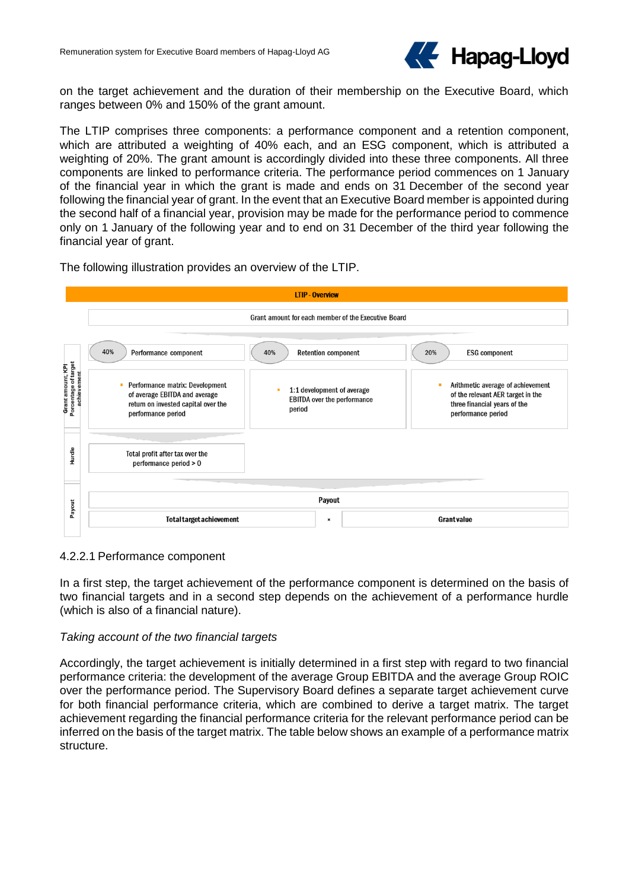on the target achievement and the duration of their membership on the Executive Board, which ranges between 0% and 150% of the grant amount.

The LTIP comprises three components: a performance component and a retention component, which are attributed a weighting of 40% each, and an ESG component, which is attributed a weighting of 20%. The grant amount is accordingly divided into these three components. All three components are linked to performance criteria. The performance period commences on 1 January of the financial year in which the grant is made and ends on 31 December of the second year following the financial year of grant. In the event that an Executive Board member is appointed during the second half of a financial year, provision may be made for the performance period to commence only on 1 January of the following year and to end on 31 December of the third year following the financial year of grant.

The following illustration provides an overview of the LTIP.

**LTIP - Overview**

| | | | |
|---|---|---|---|
| | Grant amount for each member of the Executive Board | | |
| Grant amount, KPI Percentage of target achievement | 40% Performance component | 40% Retention component | 20% ESG component |
| | ▪ Performance matrix: Development of average EBITDA and average return on invested capital over the performance period | ▪ 1:1 development of average EBITDA over the performance period | ▪ Arithmetic average of achievement of the relevant AER target in the three financial years of the performance period |
| Hurdle | Total profit after tax over the performance period > 0 | | |
| Payout | Payout | | |
| | Total target achievement × Grant value | | |

4.2.2.1 Performance component

In a first step, the target achievement of the performance component is determined on the basis of two financial targets and in a second step depends on the achievement of a performance hurdle (which is also of a financial nature).

*Taking account of the two financial targets*

Accordingly, the target achievement is initially determined in a first step with regard to two financial performance criteria: the development of the average Group EBITDA and the average Group ROIC over the performance period. The Supervisory Board defines a separate target achievement curve for both financial performance criteria, which are combined to derive a target matrix. The target achievement regarding the financial performance criteria for the relevant performance period can be inferred on the basis of the target matrix. The table below shows an example of a performance matrix structure.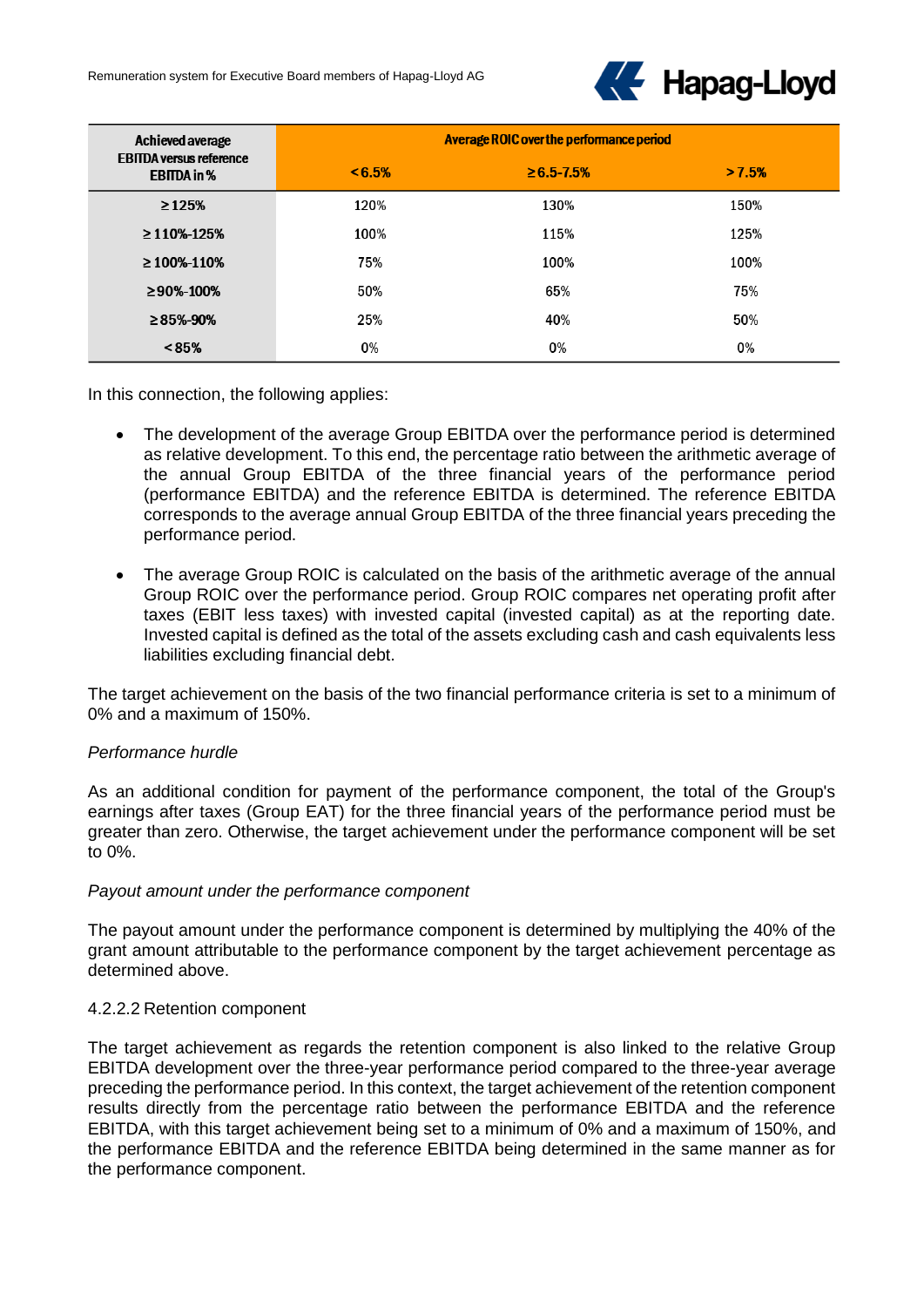| Achieved average EBITDA versus reference EBITDA in % | Average ROIC over the performance period | | |
|---|---|---|---|
| | <6.5% | ≥6.5-7.5% | >7.5% |
| ≥125% | 120% | 130% | 150% |
| ≥110%-125% | 100% | 115% | 125% |
| ≥100%-110% | 75% | 100% | 100% |
| ≥90%-100% | 50% | 65% | 75% |
| ≥85%-90% | 25% | 40% | 50% |
| <85% | 0% | 0% | 0% |

In this connection, the following applies:

- The development of the average Group EBITDA over the performance period is determined as relative development. To this end, the percentage ratio between the arithmetic average of the annual Group EBITDA of the three financial years of the performance period (performance EBITDA) and the reference EBITDA is determined. The reference EBITDA corresponds to the average annual Group EBITDA of the three financial years preceding the performance period.

- The average Group ROIC is calculated on the basis of the arithmetic average of the annual Group ROIC over the performance period. Group ROIC compares net operating profit after taxes (EBIT less taxes) with invested capital (invested capital) as at the reporting date. Invested capital is defined as the total of the assets excluding cash and cash equivalents less liabilities excluding financial debt.

The target achievement on the basis of the two financial performance criteria is set to a minimum of 0% and a maximum of 150%.

*Performance hurdle*

As an additional condition for payment of the performance component, the total of the Group's earnings after taxes (Group EAT) for the three financial years of the performance period must be greater than zero. Otherwise, the target achievement under the performance component will be set to 0%.

*Payout amount under the performance component*

The payout amount under the performance component is determined by multiplying the 40% of the grant amount attributable to the performance component by the target achievement percentage as determined above.

4.2.2.2 Retention component

The target achievement as regards the retention component is also linked to the relative Group EBITDA development over the three-year performance period compared to the three-year average preceding the performance period. In this context, the target achievement of the retention component results directly from the percentage ratio between the performance EBITDA and the reference EBITDA, with this target achievement being set to a minimum of 0% and a maximum of 150%, and the performance EBITDA and the reference EBITDA being determined in the same manner as for the performance component.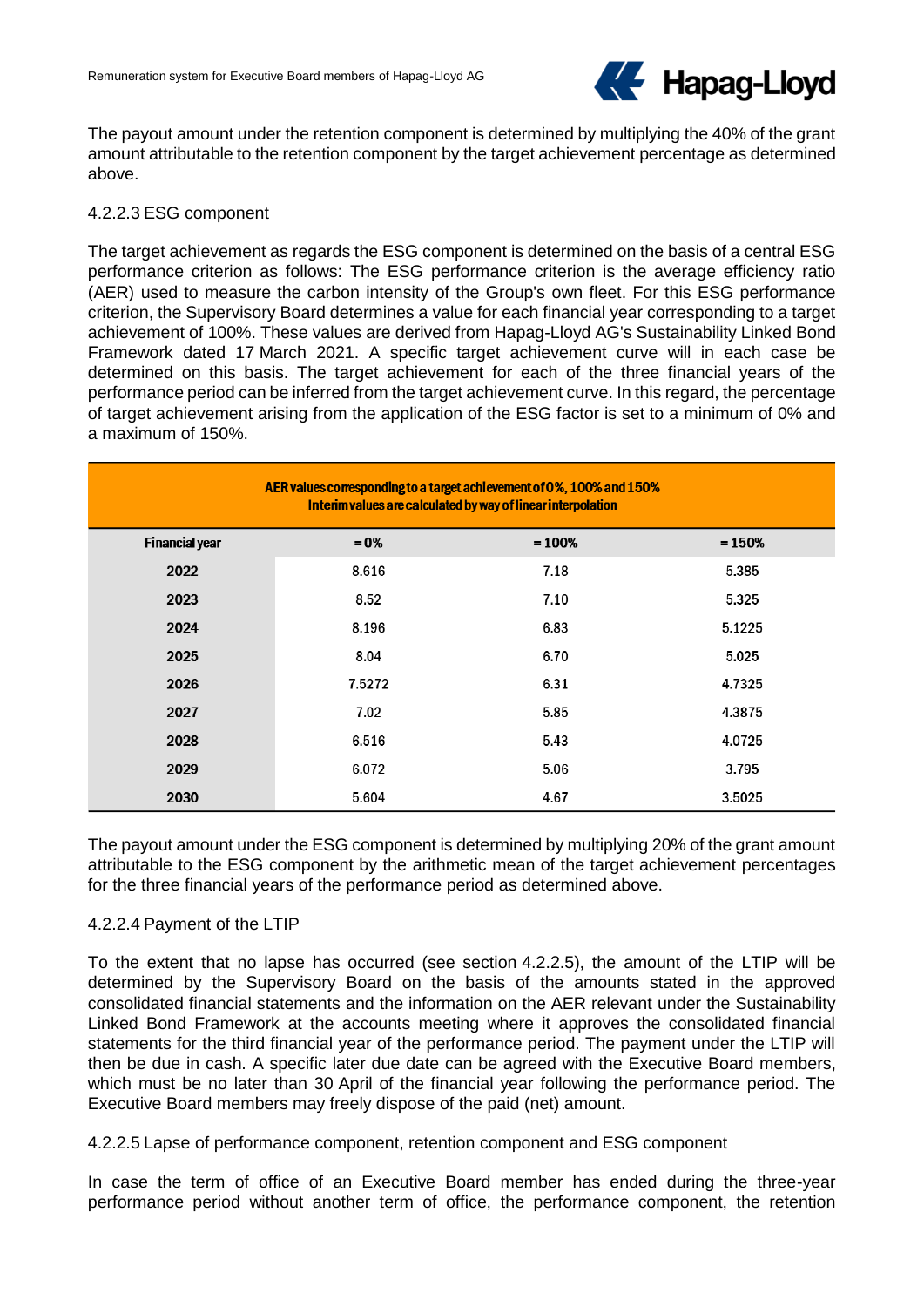The payout amount under the retention component is determined by multiplying the 40% of the grant amount attributable to the retention component by the target achievement percentage as determined above.

#### 4.2.2.3 ESG component

The target achievement as regards the ESG component is determined on the basis of a central ESG performance criterion as follows: The ESG performance criterion is the average efficiency ratio (AER) used to measure the carbon intensity of the Group's own fleet. For this ESG performance criterion, the Supervisory Board determines a value for each financial year corresponding to a target achievement of 100%. These values are derived from Hapag-Lloyd AG's Sustainability Linked Bond Framework dated 17 March 2021. A specific target achievement curve will in each case be determined on this basis. The target achievement for each of the three financial years of the performance period can be inferred from the target achievement curve. In this regard, the percentage of target achievement arising from the application of the ESG factor is set to a minimum of 0% and a maximum of 150%.

| AER values corresponding to a target achievement of 0%, 100% and 150%<br>Interim values are calculated by way of linear interpolation | | | |
|---|---|---|---|
| **Financial year** | **= 0%** | **= 100%** | **= 150%** |
| **2022** | 8.616 | 7.18 | 5.385 |
| **2023** | 8.52 | 7.10 | 5.325 |
| **2024** | 8.196 | 6.83 | 5.1225 |
| **2025** | 8.04 | 6.70 | 5.025 |
| **2026** | 7.5272 | 6.31 | 4.7325 |
| **2027** | 7.02 | 5.85 | 4.3875 |
| **2028** | 6.516 | 5.43 | 4.0725 |
| **2029** | 6.072 | 5.06 | 3.795 |
| **2030** | 5.604 | 4.67 | 3.5025 |

The payout amount under the ESG component is determined by multiplying 20% of the grant amount attributable to the ESG component by the arithmetic mean of the target achievement percentages for the three financial years of the performance period as determined above.

#### 4.2.2.4 Payment of the LTIP

To the extent that no lapse has occurred (see section 4.2.2.5), the amount of the LTIP will be determined by the Supervisory Board on the basis of the amounts stated in the approved consolidated financial statements and the information on the AER relevant under the Sustainability Linked Bond Framework at the accounts meeting where it approves the consolidated financial statements for the third financial year of the performance period. The payment under the LTIP will then be due in cash. A specific later due date can be agreed with the Executive Board members, which must be no later than 30 April of the financial year following the performance period. The Executive Board members may freely dispose of the paid (net) amount.

#### 4.2.2.5 Lapse of performance component, retention component and ESG component

In case the term of office of an Executive Board member has ended during the three-year performance period without another term of office, the performance component, the retention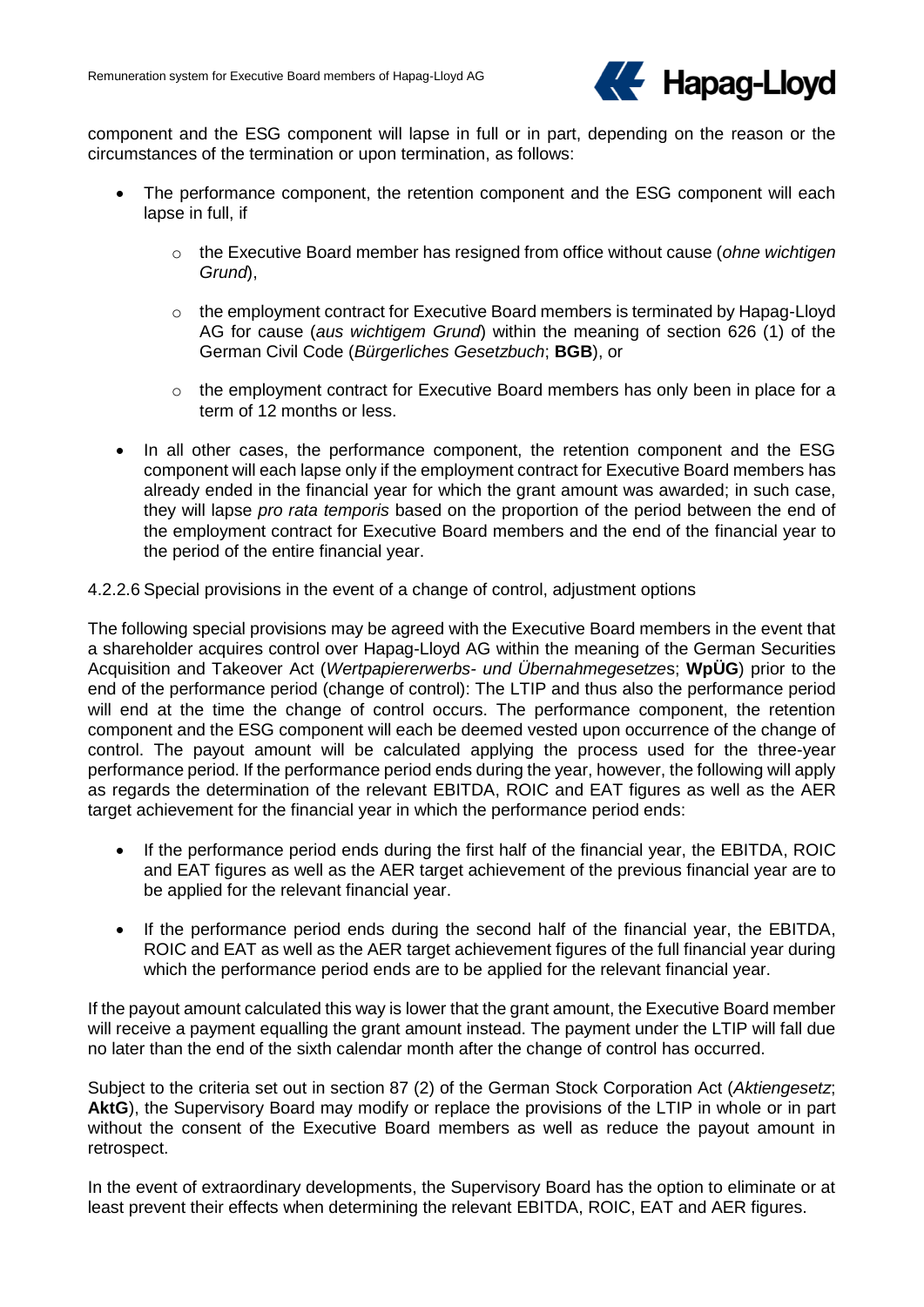component and the ESG component will lapse in full or in part, depending on the reason or the circumstances of the termination or upon termination, as follows:

- The performance component, the retention component and the ESG component will each lapse in full, if
  - the Executive Board member has resigned from office without cause (*ohne wichtigen Grund*),
  - the employment contract for Executive Board members is terminated by Hapag-Lloyd AG for cause (*aus wichtigem Grund*) within the meaning of section 626 (1) of the German Civil Code (*Bürgerliches Gesetzbuch*; **BGB**), or
  - the employment contract for Executive Board members has only been in place for a term of 12 months or less.
- In all other cases, the performance component, the retention component and the ESG component will each lapse only if the employment contract for Executive Board members has already ended in the financial year for which the grant amount was awarded; in such case, they will lapse *pro rata temporis* based on the proportion of the period between the end of the employment contract for Executive Board members and the end of the financial year to the period of the entire financial year.

4.2.2.6 Special provisions in the event of a change of control, adjustment options

The following special provisions may be agreed with the Executive Board members in the event that a shareholder acquires control over Hapag-Lloyd AG within the meaning of the German Securities Acquisition and Takeover Act (*Wertpapiererwerbs- und Übernahmegesetzes*; **WpÜG**) prior to the end of the performance period (change of control): The LTIP and thus also the performance period will end at the time the change of control occurs. The performance component, the retention component and the ESG component will each be deemed vested upon occurrence of the change of control. The payout amount will be calculated applying the process used for the three-year performance period. If the performance period ends during the year, however, the following will apply as regards the determination of the relevant EBITDA, ROIC and EAT figures as well as the AER target achievement for the financial year in which the performance period ends:

- If the performance period ends during the first half of the financial year, the EBITDA, ROIC and EAT figures as well as the AER target achievement of the previous financial year are to be applied for the relevant financial year.
- If the performance period ends during the second half of the financial year, the EBITDA, ROIC and EAT as well as the AER target achievement figures of the full financial year during which the performance period ends are to be applied for the relevant financial year.

If the payout amount calculated this way is lower that the grant amount, the Executive Board member will receive a payment equalling the grant amount instead. The payment under the LTIP will fall due no later than the end of the sixth calendar month after the change of control has occurred.

Subject to the criteria set out in section 87 (2) of the German Stock Corporation Act (*Aktiengesetz*; **AktG**), the Supervisory Board may modify or replace the provisions of the LTIP in whole or in part without the consent of the Executive Board members as well as reduce the payout amount in retrospect.

In the event of extraordinary developments, the Supervisory Board has the option to eliminate or at least prevent their effects when determining the relevant EBITDA, ROIC, EAT and AER figures.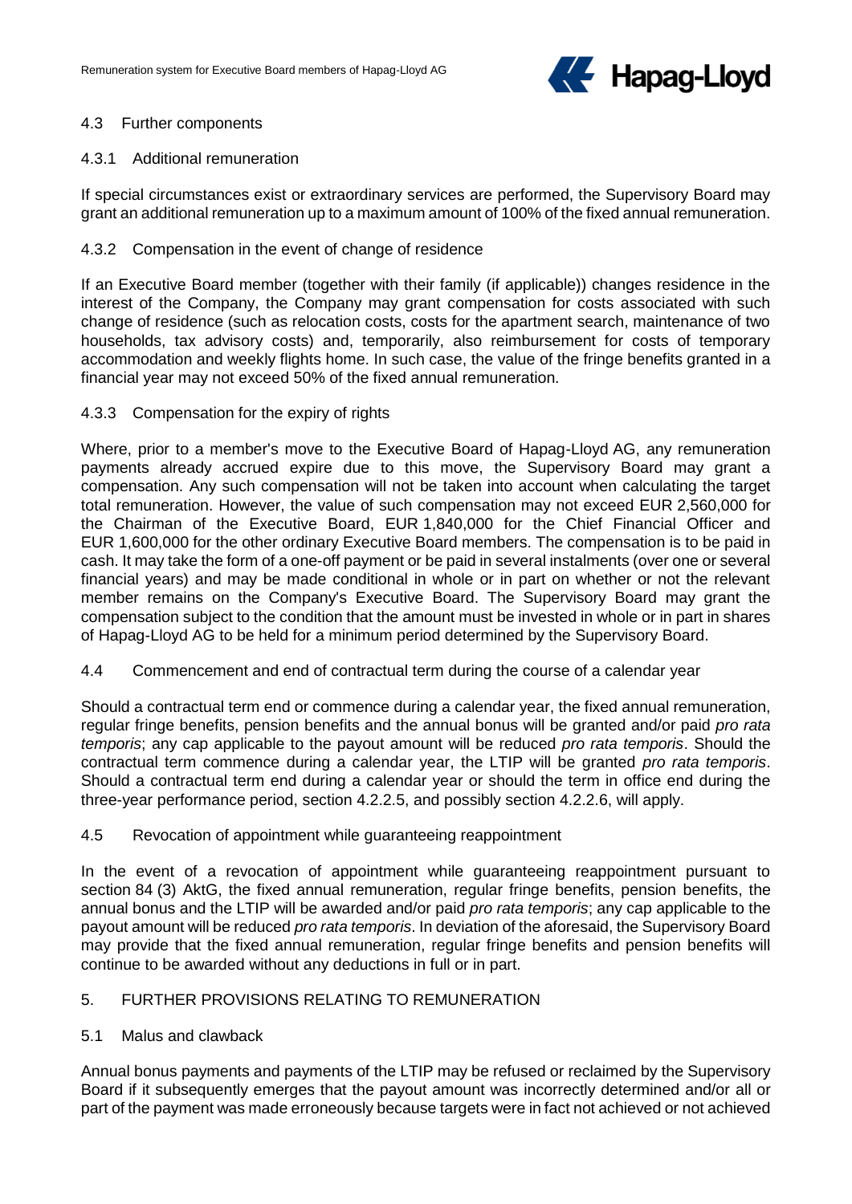### 4.3 Further components

#### 4.3.1 Additional remuneration

If special circumstances exist or extraordinary services are performed, the Supervisory Board may grant an additional remuneration up to a maximum amount of 100% of the fixed annual remuneration.

#### 4.3.2 Compensation in the event of change of residence

If an Executive Board member (together with their family (if applicable)) changes residence in the interest of the Company, the Company may grant compensation for costs associated with such change of residence (such as relocation costs, costs for the apartment search, maintenance of two households, tax advisory costs) and, temporarily, also reimbursement for costs of temporary accommodation and weekly flights home. In such case, the value of the fringe benefits granted in a financial year may not exceed 50% of the fixed annual remuneration.

#### 4.3.3 Compensation for the expiry of rights

Where, prior to a member's move to the Executive Board of Hapag-Lloyd AG, any remuneration payments already accrued expire due to this move, the Supervisory Board may grant a compensation. Any such compensation will not be taken into account when calculating the target total remuneration. However, the value of such compensation may not exceed EUR 2,560,000 for the Chairman of the Executive Board, EUR 1,840,000 for the Chief Financial Officer and EUR 1,600,000 for the other ordinary Executive Board members. The compensation is to be paid in cash. It may take the form of a one-off payment or be paid in several instalments (over one or several financial years) and may be made conditional in whole or in part on whether or not the relevant member remains on the Company's Executive Board. The Supervisory Board may grant the compensation subject to the condition that the amount must be invested in whole or in part in shares of Hapag-Lloyd AG to be held for a minimum period determined by the Supervisory Board.

### 4.4 Commencement and end of contractual term during the course of a calendar year

Should a contractual term end or commence during a calendar year, the fixed annual remuneration, regular fringe benefits, pension benefits and the annual bonus will be granted and/or paid *pro rata temporis*; any cap applicable to the payout amount will be reduced *pro rata temporis*. Should the contractual term commence during a calendar year, the LTIP will be granted *pro rata temporis*. Should a contractual term end during a calendar year or should the term in office end during the three-year performance period, section 4.2.2.5, and possibly section 4.2.2.6, will apply.

### 4.5 Revocation of appointment while guaranteeing reappointment

In the event of a revocation of appointment while guaranteeing reappointment pursuant to section 84 (3) AktG, the fixed annual remuneration, regular fringe benefits, pension benefits, the annual bonus and the LTIP will be awarded and/or paid *pro rata temporis*; any cap applicable to the payout amount will be reduced *pro rata temporis*. In deviation of the aforesaid, the Supervisory Board may provide that the fixed annual remuneration, regular fringe benefits and pension benefits will continue to be awarded without any deductions in full or in part.

## 5. FURTHER PROVISIONS RELATING TO REMUNERATION

### 5.1 Malus and clawback

Annual bonus payments and payments of the LTIP may be refused or reclaimed by the Supervisory Board if it subsequently emerges that the payout amount was incorrectly determined and/or all or part of the payment was made erroneously because targets were in fact not achieved or not achieved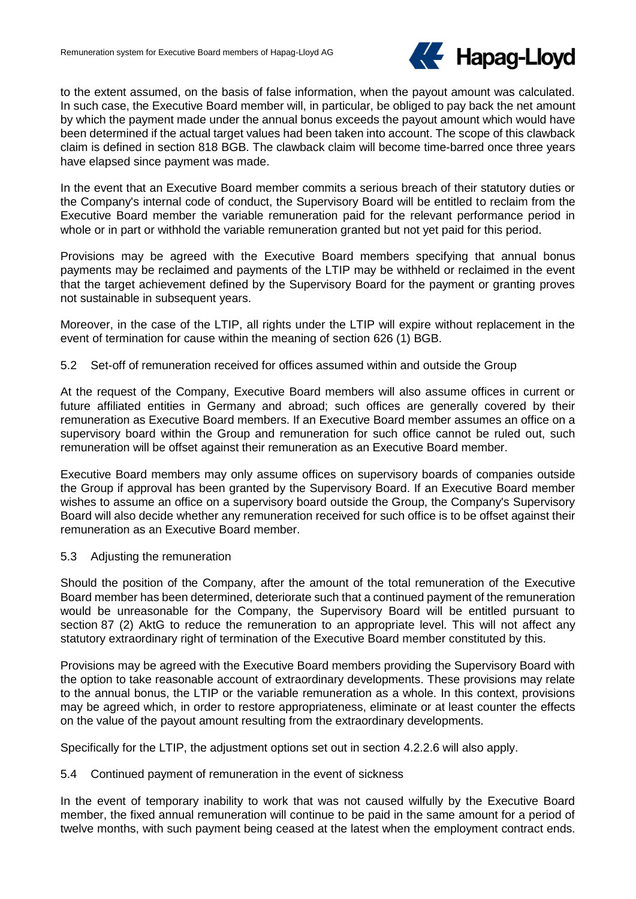to the extent assumed, on the basis of false information, when the payout amount was calculated. In such case, the Executive Board member will, in particular, be obliged to pay back the net amount by which the payment made under the annual bonus exceeds the payout amount which would have been determined if the actual target values had been taken into account. The scope of this clawback claim is defined in section 818 BGB. The clawback claim will become time-barred once three years have elapsed since payment was made.

In the event that an Executive Board member commits a serious breach of their statutory duties or the Company's internal code of conduct, the Supervisory Board will be entitled to reclaim from the Executive Board member the variable remuneration paid for the relevant performance period in whole or in part or withhold the variable remuneration granted but not yet paid for this period.

Provisions may be agreed with the Executive Board members specifying that annual bonus payments may be reclaimed and payments of the LTIP may be withheld or reclaimed in the event that the target achievement defined by the Supervisory Board for the payment or granting proves not sustainable in subsequent years.

Moreover, in the case of the LTIP, all rights under the LTIP will expire without replacement in the event of termination for cause within the meaning of section 626 (1) BGB.

### 5.2 Set-off of remuneration received for offices assumed within and outside the Group

At the request of the Company, Executive Board members will also assume offices in current or future affiliated entities in Germany and abroad; such offices are generally covered by their remuneration as Executive Board members. If an Executive Board member assumes an office on a supervisory board within the Group and remuneration for such office cannot be ruled out, such remuneration will be offset against their remuneration as an Executive Board member.

Executive Board members may only assume offices on supervisory boards of companies outside the Group if approval has been granted by the Supervisory Board. If an Executive Board member wishes to assume an office on a supervisory board outside the Group, the Company's Supervisory Board will also decide whether any remuneration received for such office is to be offset against their remuneration as an Executive Board member.

### 5.3 Adjusting the remuneration

Should the position of the Company, after the amount of the total remuneration of the Executive Board member has been determined, deteriorate such that a continued payment of the remuneration would be unreasonable for the Company, the Supervisory Board will be entitled pursuant to section 87 (2) AktG to reduce the remuneration to an appropriate level. This will not affect any statutory extraordinary right of termination of the Executive Board member constituted by this.

Provisions may be agreed with the Executive Board members providing the Supervisory Board with the option to take reasonable account of extraordinary developments. These provisions may relate to the annual bonus, the LTIP or the variable remuneration as a whole. In this context, provisions may be agreed which, in order to restore appropriateness, eliminate or at least counter the effects on the value of the payout amount resulting from the extraordinary developments.

Specifically for the LTIP, the adjustment options set out in section 4.2.2.6 will also apply.

### 5.4 Continued payment of remuneration in the event of sickness

In the event of temporary inability to work that was not caused wilfully by the Executive Board member, the fixed annual remuneration will continue to be paid in the same amount for a period of twelve months, with such payment being ceased at the latest when the employment contract ends.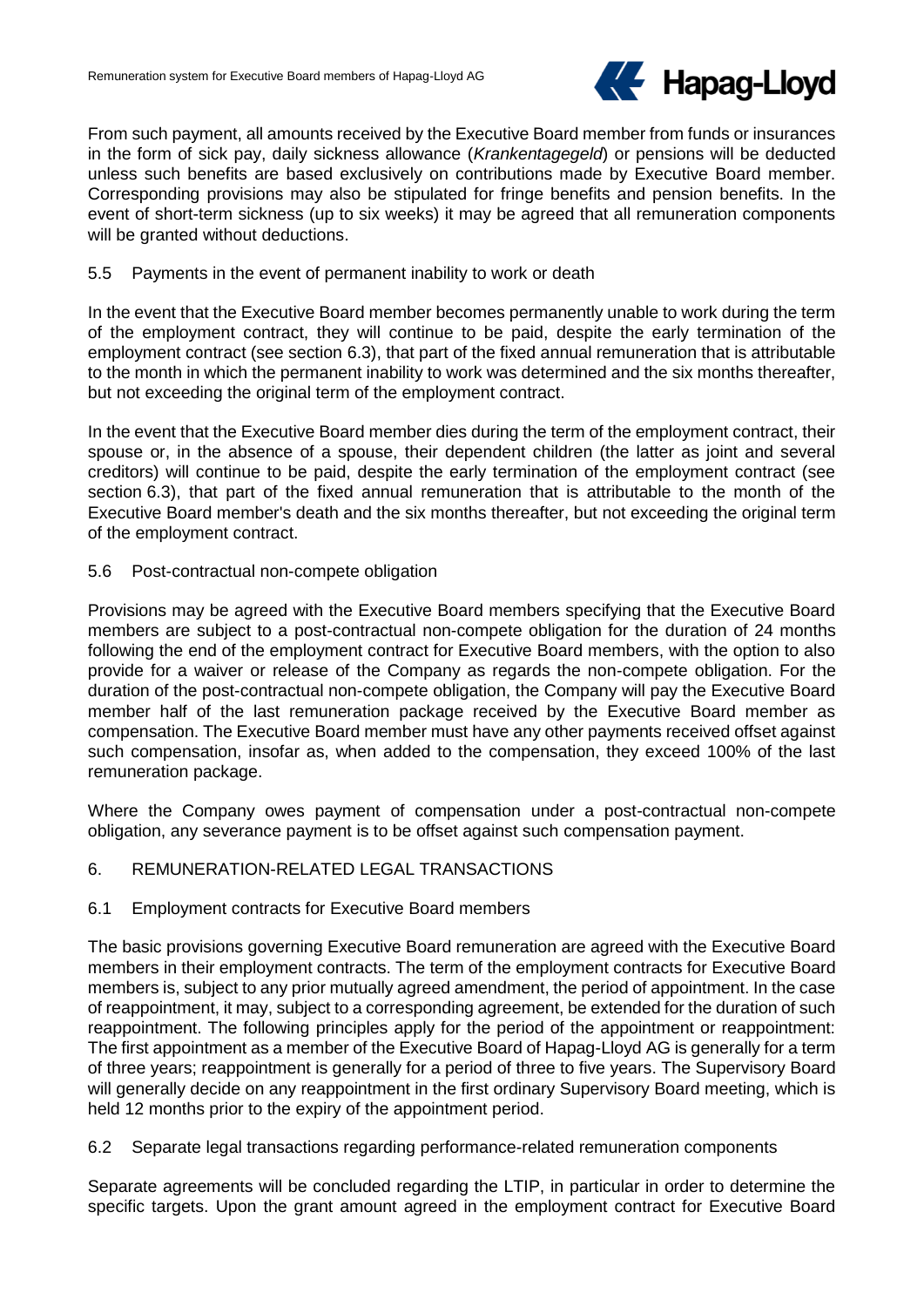From such payment, all amounts received by the Executive Board member from funds or insurances in the form of sick pay, daily sickness allowance (*Krankentagegeld*) or pensions will be deducted unless such benefits are based exclusively on contributions made by Executive Board member. Corresponding provisions may also be stipulated for fringe benefits and pension benefits. In the event of short-term sickness (up to six weeks) it may be agreed that all remuneration components will be granted without deductions.

### 5.5 Payments in the event of permanent inability to work or death

In the event that the Executive Board member becomes permanently unable to work during the term of the employment contract, they will continue to be paid, despite the early termination of the employment contract (see section 6.3), that part of the fixed annual remuneration that is attributable to the month in which the permanent inability to work was determined and the six months thereafter, but not exceeding the original term of the employment contract.

In the event that the Executive Board member dies during the term of the employment contract, their spouse or, in the absence of a spouse, their dependent children (the latter as joint and several creditors) will continue to be paid, despite the early termination of the employment contract (see section 6.3), that part of the fixed annual remuneration that is attributable to the month of the Executive Board member's death and the six months thereafter, but not exceeding the original term of the employment contract.

### 5.6 Post-contractual non-compete obligation

Provisions may be agreed with the Executive Board members specifying that the Executive Board members are subject to a post-contractual non-compete obligation for the duration of 24 months following the end of the employment contract for Executive Board members, with the option to also provide for a waiver or release of the Company as regards the non-compete obligation. For the duration of the post-contractual non-compete obligation, the Company will pay the Executive Board member half of the last remuneration package received by the Executive Board member as compensation. The Executive Board member must have any other payments received offset against such compensation, insofar as, when added to the compensation, they exceed 100% of the last remuneration package.

Where the Company owes payment of compensation under a post-contractual non-compete obligation, any severance payment is to be offset against such compensation payment.

## 6. REMUNERATION-RELATED LEGAL TRANSACTIONS

### 6.1 Employment contracts for Executive Board members

The basic provisions governing Executive Board remuneration are agreed with the Executive Board members in their employment contracts. The term of the employment contracts for Executive Board members is, subject to any prior mutually agreed amendment, the period of appointment. In the case of reappointment, it may, subject to a corresponding agreement, be extended for the duration of such reappointment. The following principles apply for the period of the appointment or reappointment: The first appointment as a member of the Executive Board of Hapag-Lloyd AG is generally for a term of three years; reappointment is generally for a period of three to five years. The Supervisory Board will generally decide on any reappointment in the first ordinary Supervisory Board meeting, which is held 12 months prior to the expiry of the appointment period.

### 6.2 Separate legal transactions regarding performance-related remuneration components

Separate agreements will be concluded regarding the LTIP, in particular in order to determine the specific targets. Upon the grant amount agreed in the employment contract for Executive Board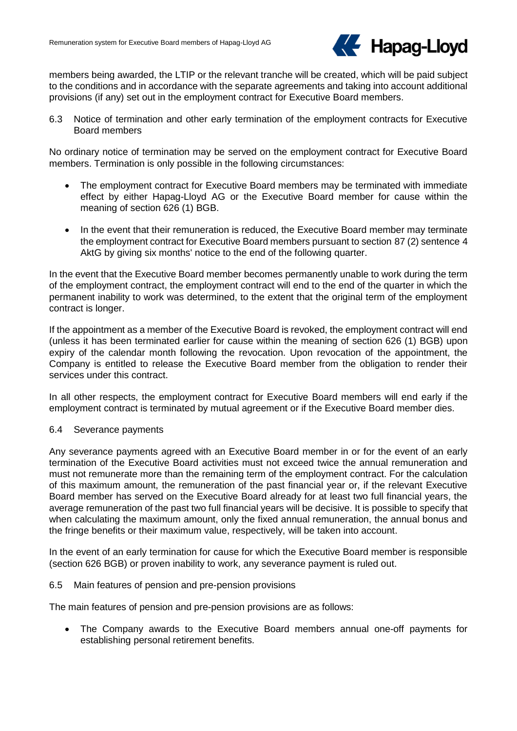members being awarded, the LTIP or the relevant tranche will be created, which will be paid subject to the conditions and in accordance with the separate agreements and taking into account additional provisions (if any) set out in the employment contract for Executive Board members.

### 6.3 Notice of termination and other early termination of the employment contracts for Executive Board members

No ordinary notice of termination may be served on the employment contract for Executive Board members. Termination is only possible in the following circumstances:

- The employment contract for Executive Board members may be terminated with immediate effect by either Hapag-Lloyd AG or the Executive Board member for cause within the meaning of section 626 (1) BGB.
- In the event that their remuneration is reduced, the Executive Board member may terminate the employment contract for Executive Board members pursuant to section 87 (2) sentence 4 AktG by giving six months' notice to the end of the following quarter.

In the event that the Executive Board member becomes permanently unable to work during the term of the employment contract, the employment contract will end to the end of the quarter in which the permanent inability to work was determined, to the extent that the original term of the employment contract is longer.

If the appointment as a member of the Executive Board is revoked, the employment contract will end (unless it has been terminated earlier for cause within the meaning of section 626 (1) BGB) upon expiry of the calendar month following the revocation. Upon revocation of the appointment, the Company is entitled to release the Executive Board member from the obligation to render their services under this contract.

In all other respects, the employment contract for Executive Board members will end early if the employment contract is terminated by mutual agreement or if the Executive Board member dies.

### 6.4 Severance payments

Any severance payments agreed with an Executive Board member in or for the event of an early termination of the Executive Board activities must not exceed twice the annual remuneration and must not remunerate more than the remaining term of the employment contract. For the calculation of this maximum amount, the remuneration of the past financial year or, if the relevant Executive Board member has served on the Executive Board already for at least two full financial years, the average remuneration of the past two full financial years will be decisive. It is possible to specify that when calculating the maximum amount, only the fixed annual remuneration, the annual bonus and the fringe benefits or their maximum value, respectively, will be taken into account.

In the event of an early termination for cause for which the Executive Board member is responsible (section 626 BGB) or proven inability to work, any severance payment is ruled out.

### 6.5 Main features of pension and pre-pension provisions

The main features of pension and pre-pension provisions are as follows:

- The Company awards to the Executive Board members annual one-off payments for establishing personal retirement benefits.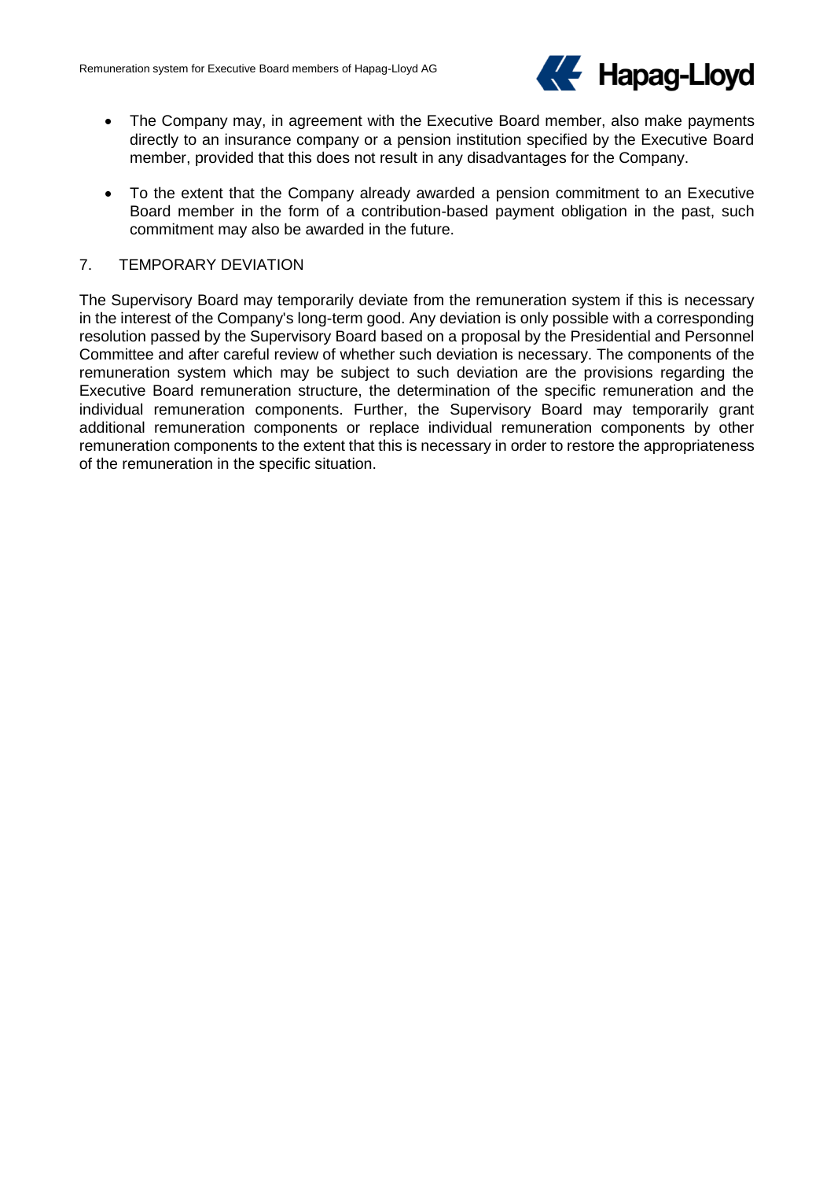- The Company may, in agreement with the Executive Board member, also make payments directly to an insurance company or a pension institution specified by the Executive Board member, provided that this does not result in any disadvantages for the Company.
- To the extent that the Company already awarded a pension commitment to an Executive Board member in the form of a contribution-based payment obligation in the past, such commitment may also be awarded in the future.

## 7. TEMPORARY DEVIATION

The Supervisory Board may temporarily deviate from the remuneration system if this is necessary in the interest of the Company's long-term good. Any deviation is only possible with a corresponding resolution passed by the Supervisory Board based on a proposal by the Presidential and Personnel Committee and after careful review of whether such deviation is necessary. The components of the remuneration system which may be subject to such deviation are the provisions regarding the Executive Board remuneration structure, the determination of the specific remuneration and the individual remuneration components. Further, the Supervisory Board may temporarily grant additional remuneration components or replace individual remuneration components by other remuneration components to the extent that this is necessary in order to restore the appropriateness of the remuneration in the specific situation.